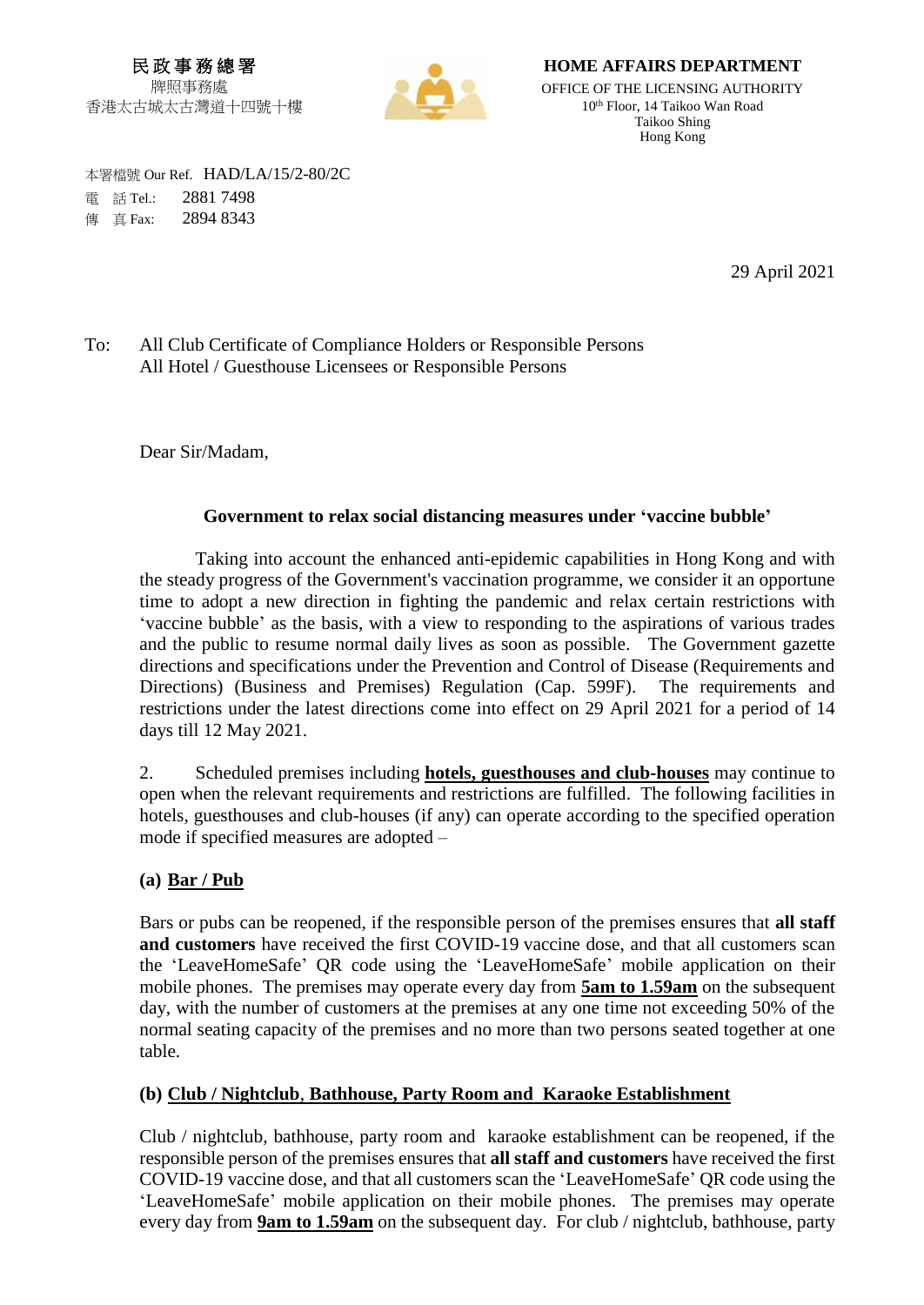民政事務總署
牌照事務處
香港太古城太古灣道十四號十樓

**HOME AFFAIRS DEPARTMENT**
OFFICE OF THE LICENSING AUTHORITY
10th Floor, 14 Taikoo Wan Road
Taikoo Shing
Hong Kong

本署檔號 Our Ref. HAD/LA/15/2-80/2C
電 話 Tel.: 2881 7498
傳 真 Fax: 2894 8343

29 April 2021

To: All Club Certificate of Compliance Holders or Responsible Persons
All Hotel / Guesthouse Licensees or Responsible Persons

Dear Sir/Madam,

**Government to relax social distancing measures under 'vaccine bubble'**

Taking into account the enhanced anti-epidemic capabilities in Hong Kong and with the steady progress of the Government's vaccination programme, we consider it an opportune time to adopt a new direction in fighting the pandemic and relax certain restrictions with 'vaccine bubble' as the basis, with a view to responding to the aspirations of various trades and the public to resume normal daily lives as soon as possible. The Government gazette directions and specifications under the Prevention and Control of Disease (Requirements and Directions) (Business and Premises) Regulation (Cap. 599F). The requirements and restrictions under the latest directions come into effect on 29 April 2021 for a period of 14 days till 12 May 2021.

2. Scheduled premises including **hotels, guesthouses and club-houses** may continue to open when the relevant requirements and restrictions are fulfilled. The following facilities in hotels, guesthouses and club-houses (if any) can operate according to the specified operation mode if specified measures are adopted –

**(a) Bar / Pub**

Bars or pubs can be reopened, if the responsible person of the premises ensures that **all staff and customers** have received the first COVID-19 vaccine dose, and that all customers scan the 'LeaveHomeSafe' QR code using the 'LeaveHomeSafe' mobile application on their mobile phones. The premises may operate every day from **5am to 1.59am** on the subsequent day, with the number of customers at the premises at any one time not exceeding 50% of the normal seating capacity of the premises and no more than two persons seated together at one table.

**(b) Club / Nightclub, Bathhouse, Party Room and Karaoke Establishment**

Club / nightclub, bathhouse, party room and karaoke establishment can be reopened, if the responsible person of the premises ensures that **all staff and customers** have received the first COVID-19 vaccine dose, and that all customers scan the 'LeaveHomeSafe' QR code using the 'LeaveHomeSafe' mobile application on their mobile phones. The premises may operate every day from **9am to 1.59am** on the subsequent day. For club / nightclub, bathhouse, party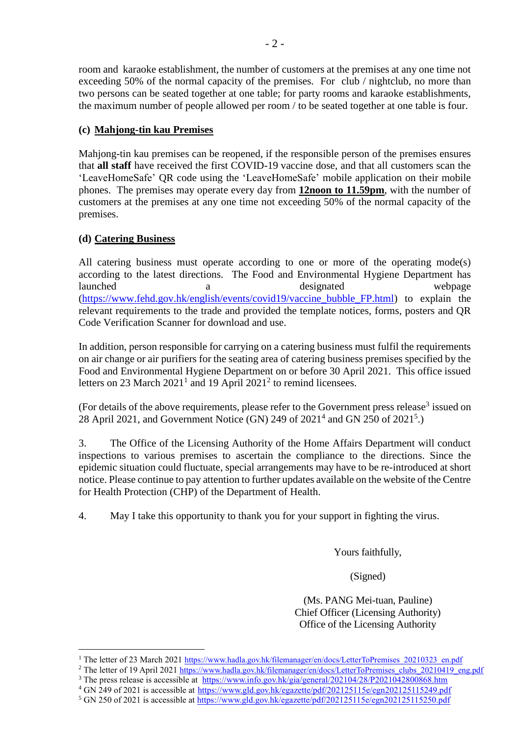room and karaoke establishment, the number of customers at the premises at any one time not exceeding 50% of the normal capacity of the premises. For club / nightclub, no more than two persons can be seated together at one table; for party rooms and karaoke establishments, the maximum number of people allowed per room / to be seated together at one table is four.

**(c) Mahjong-tin kau Premises**

Mahjong-tin kau premises can be reopened, if the responsible person of the premises ensures that **all staff** have received the first COVID-19 vaccine dose, and that all customers scan the 'LeaveHomeSafe' QR code using the 'LeaveHomeSafe' mobile application on their mobile phones. The premises may operate every day from **12noon to 11.59pm**, with the number of customers at the premises at any one time not exceeding 50% of the normal capacity of the premises.

**(d) Catering Business**

All catering business must operate according to one or more of the operating mode(s) according to the latest directions. The Food and Environmental Hygiene Department has launched a designated webpage (https://www.fehd.gov.hk/english/events/covid19/vaccine_bubble_FP.html) to explain the relevant requirements to the trade and provided the template notices, forms, posters and QR Code Verification Scanner for download and use.

In addition, person responsible for carrying on a catering business must fulfil the requirements on air change or air purifiers for the seating area of catering business premises specified by the Food and Environmental Hygiene Department on or before 30 April 2021. This office issued letters on 23 March 2021[1] and 19 April 2021[2] to remind licensees.

(For details of the above requirements, please refer to the Government press release[3] issued on 28 April 2021, and Government Notice (GN) 249 of 2021[4] and GN 250 of 2021[5].)

3. The Office of the Licensing Authority of the Home Affairs Department will conduct inspections to various premises to ascertain the compliance to the directions. Since the epidemic situation could fluctuate, special arrangements may have to be re-introduced at short notice. Please continue to pay attention to further updates available on the website of the Centre for Health Protection (CHP) of the Department of Health.

4. May I take this opportunity to thank you for your support in fighting the virus.

Yours faithfully,

(Signed)

(Ms. PANG Mei-tuan, Pauline)
Chief Officer (Licensing Authority)
Office of the Licensing Authority

---

[1] The letter of 23 March 2021 https://www.hadla.gov.hk/filemanager/en/docs/LetterToPremises_20210323_en.pdf

[2] The letter of 19 April 2021 https://www.hadla.gov.hk/filemanager/en/docs/LetterToPremises_clubs_20210419_eng.pdf

[3] The press release is accessible at https://www.info.gov.hk/gia/general/202104/28/P2021042800868.htm

[4] GN 249 of 2021 is accessible at https://www.gld.gov.hk/egazette/pdf/202125115e/egn202125115249.pdf

[5] GN 250 of 2021 is accessible at https://www.gld.gov.hk/egazette/pdf/202125115e/egn202125115250.pdf